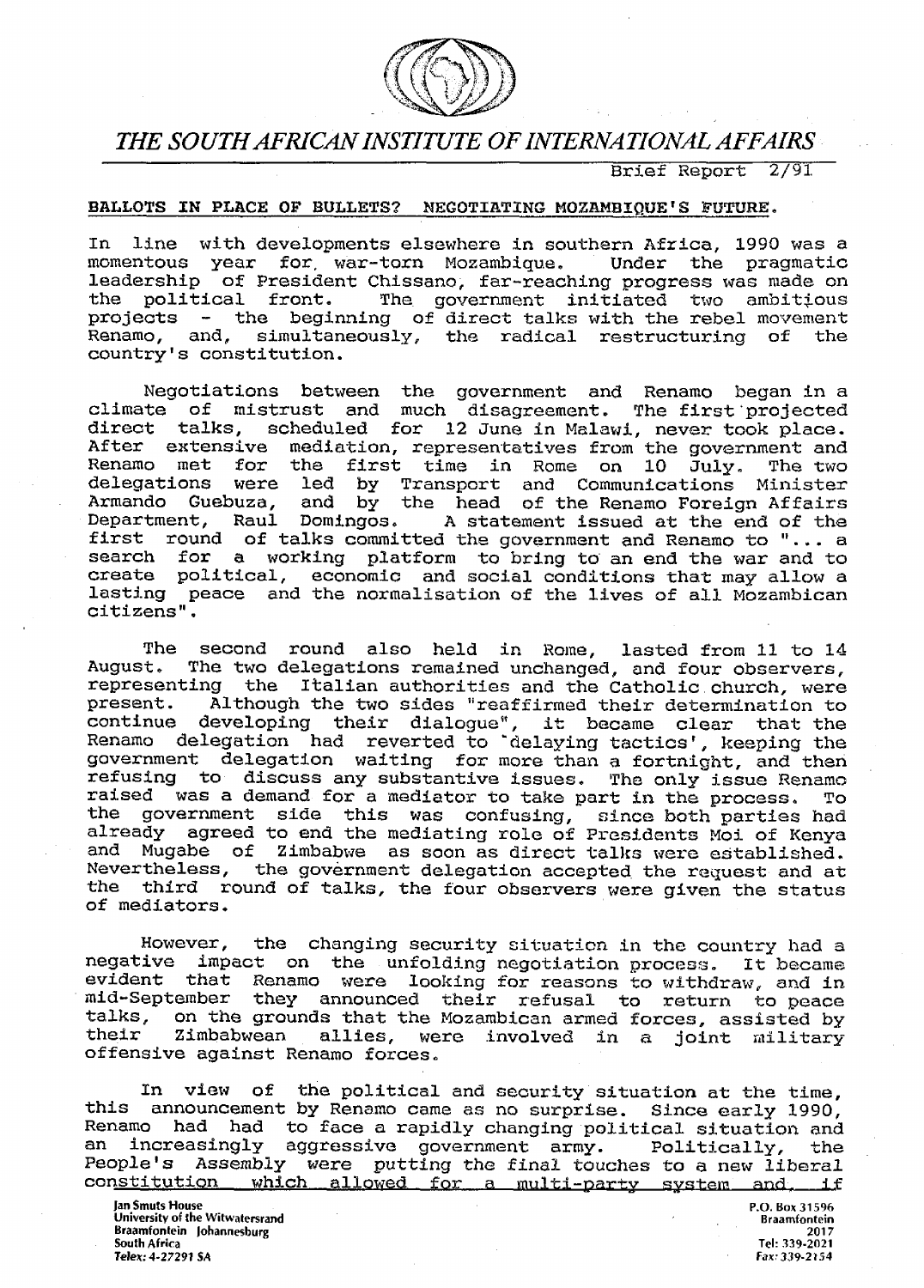# THE SOUTH AFRICAN INSTITUTE OF INTERNATIONAL AFFAIRS

Brief Report 2/91

## BALLOTS IN PLACE OF BULLETS? NEGOTIATING MOZAMBIQUE'S FUTURE.

In line with developments elsewhere in southern Africa, 1990 was a momentous year for war-torn Mozambique. Under the pragmatic leadership of President Chissano, far-reaching progress was made on the political front. The government initiated two ambitious projects - the beginning of direct talks with the rebel movement Renamo, and, simultaneously, the radical restructuring of the country's constitution.

Negotiations between the government and Renamo began in a climate of mistrust and much disagreement. The first projected direct talks, scheduled for 12 June in Malawi, never took place. After extensive mediation, representatives from the government and Renamo met for the first time in Rome on 10 July. The two delegations were led by Transport and Communications Minister Armando Guebuza, and by the head of the Renamo Foreign Affairs Department, Raul Domingos. A statement issued at the end of the first round of talks committed the government and Renamo to "... a search for a working platform to bring to an end the war and to create political, economic and social conditions that may allow a lasting peace and the normalisation of the lives of all Mozambican citizens".

The second round also held in Rome, lasted from 11 to 14 August. The two delegations remained unchanged, and four observers, representing the Italian authorities and the Catholic church, were present. Although the two sides "reaffirmed their determination to continue developing their dialogue", it became clear that the Renamo delegation had reverted to 'delaying tactics', keeping the government delegation waiting for more than a fortnight, and then refusing to discuss any substantive issues. The only issue Renamo raised was a demand for a mediator to take part in the process. To the government side this was confusing, since both parties had already agreed to end the mediating role of Presidents Moi of Kenya and Mugabe of Zimbabwe as soon as direct talks were established. Nevertheless, the government delegation accepted the request and at the third round of talks, the four observers were given the status of mediators.

However, the changing security situation in the country had a negative impact on the unfolding negotiation process. It became evident that Renamo were looking for reasons to withdraw, and in mid-September they announced their refusal to return to peace talks, on the grounds that the Mozambican armed forces, assisted by their Zimbabwean allies, were involved in a joint military offensive against Renamo forces.

In view of the political and security situation at the time, this announcement by Renamo came as no surprise. Since early 1990, Renamo had had to face a rapidly changing political situation and an increasingly aggressive government army. Politically, the People's Assembly were putting the final touches to a new liberal constitution which allowed for a multi-party system and, if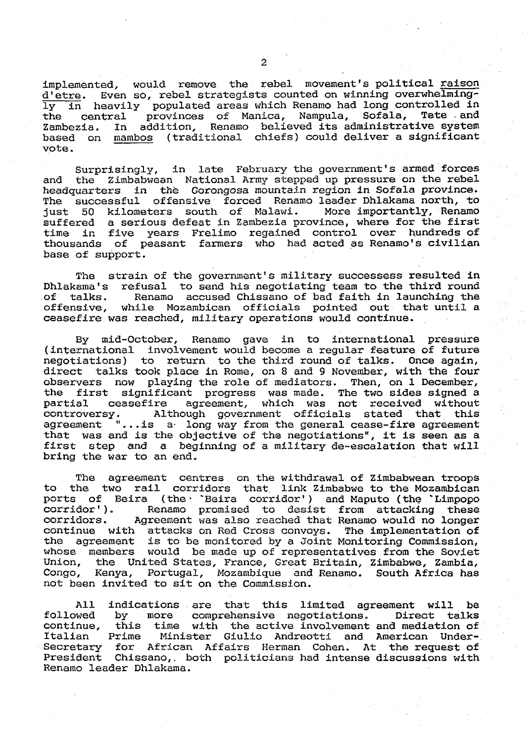implemented, would remove the rebel movement's political _raison d'etre_. Even so, rebel strategists counted on winning overwhelmingly in heavily populated areas which Renamo had long controlled in the central provinces of Manica, Nampula, Sofala, Tete and Zambezia. In addition, Renamo believed its administrative system based on _mambos_ (traditional chiefs) could deliver a significant vote.

Surprisingly, in late February the government's armed forces and the Zimbabwean National Army stepped up pressure on the rebel headquarters in the Gorongosa mountain region in Sofala province. The successful offensive forced Renamo leader Dhlakama north, to just 50 kilometers south of Malawi. More importantly, Renamo suffered a serious defeat in Zambezia province, where for the first time in five years Frelimo regained control over hundreds of thousands of peasant farmers who had acted as Renamo's civilian base of support.

The strain of the government's military successess resulted in Dhlakama's refusal to send his negotiating team to the third round of talks. Renamo accused Chissano of bad faith in launching the offensive, while Mozambican officials pointed out that until a ceasefire was reached, military operations would continue.

By mid-October, Renamo gave in to international pressure (international involvement would become a regular feature of future negotiations) to return to the third round of talks. Once again, direct talks took place in Rome, on 8 and 9 November, with the four observers now playing the role of mediators. Then, on 1 December, the first significant progress was made. The two sides signed a partial ceasefire agreement, which was not received without controversy. Although government officials stated that this agreement "...is a long way from the general cease-fire agreement that was and is the objective of the negotiations", it is seen as a first step and a beginning of a military de-escalation that will bring the war to an end.

The agreement centres on the withdrawal of Zimbabwean troops to the two rail corridors that link Zimbabwe to the Mozambican ports of Beira (the `Beira corridor') and Maputo (the `Limpopo corridor'). Renamo promised to desist from attacking these corridors. Agreement was also reached that Renamo would no longer continue with attacks on Red Cross convoys. The implementation of the agreement is to be monitored by a Joint Monitoring Commission, whose members would be made up of representatives from the Soviet Union, the United States, France, Great Britain, Zimbabwe, Zambia, Congo, Kenya, Portugal, Mozambique and Renamo. South Africa has not been invited to sit on the Commission.

All indications are that this limited agreement will be followed by more comprehensive negotiations. Direct talks continue, this time with the active involvement and mediation of Italian Prime Minister Giulio Andreotti and American Under-Secretary for African Affairs Herman Cohen. At the request of President Chissano, both politicians had intense discussions with Renamo leader Dhlakama.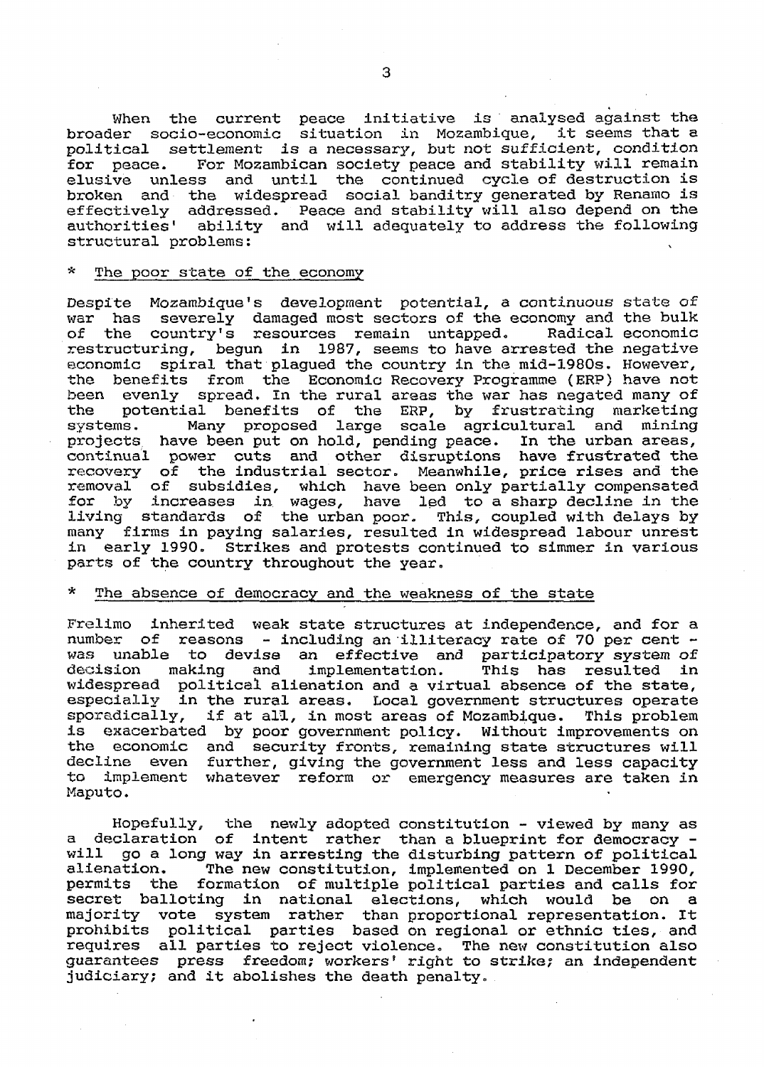When the current peace initiative is analysed against the broader socio-economic situation in Mozambique, it seems that a political settlement is a necessary, but not sufficient, condition for peace. For Mozambican society peace and stability will remain elusive unless and until the continued cycle of destruction is broken and the widespread social banditry generated by Renamo is effectively addressed. Peace and stability will also depend on the authorities' ability and will adequately to address the following structural problems:

* <u>The poor state of the economy</u>

Despite Mozambique's development potential, a continuous state of war has severely damaged most sectors of the economy and the bulk of the country's resources remain untapped. Radical economic restructuring, begun in 1987, seems to have arrested the negative economic spiral that plagued the country in the mid-1980s. However, the benefits from the Economic Recovery Programme (ERP) have not been evenly spread. In the rural areas the war has negated many of the potential benefits of the ERP, by frustrating marketing systems. Many proposed large scale agricultural and mining projects have been put on hold, pending peace. In the urban areas, continual power cuts and other disruptions have frustrated the recovery of the industrial sector. Meanwhile, price rises and the removal of subsidies, which have been only partially compensated for by increases in wages, have led to a sharp decline in the living standards of the urban poor. This, coupled with delays by many firms in paying salaries, resulted in widespread labour unrest in early 1990. Strikes and protests continued to simmer in various parts of the country throughout the year.

* <u>The absence of democracy and the weakness of the state</u>

Frelimo inherited weak state structures at independence, and for a number of reasons - including an illiteracy rate of 70 per cent - was unable to devise an effective and participatory system of decision making and implementation. This has resulted in widespread political alienation and a virtual absence of the state, especially in the rural areas. Local government structures operate sporadically, if at all, in most areas of Mozambique. This problem is exacerbated by poor government policy. Without improvements on the economic and security fronts, remaining state structures will decline even further, giving the government less and less capacity to implement whatever reform or emergency measures are taken in Maputo.

Hopefully, the newly adopted constitution - viewed by many as a declaration of intent rather than a blueprint for democracy - will go a long way in arresting the disturbing pattern of political alienation. The new constitution, implemented on 1 December 1990, permits the formation of multiple political parties and calls for secret balloting in national elections, which would be on a majority vote system rather than proportional representation. It prohibits political parties based on regional or ethnic ties, and requires all parties to reject violence. The new constitution also guarantees press freedom; workers' right to strike; an independent judiciary; and it abolishes the death penalty.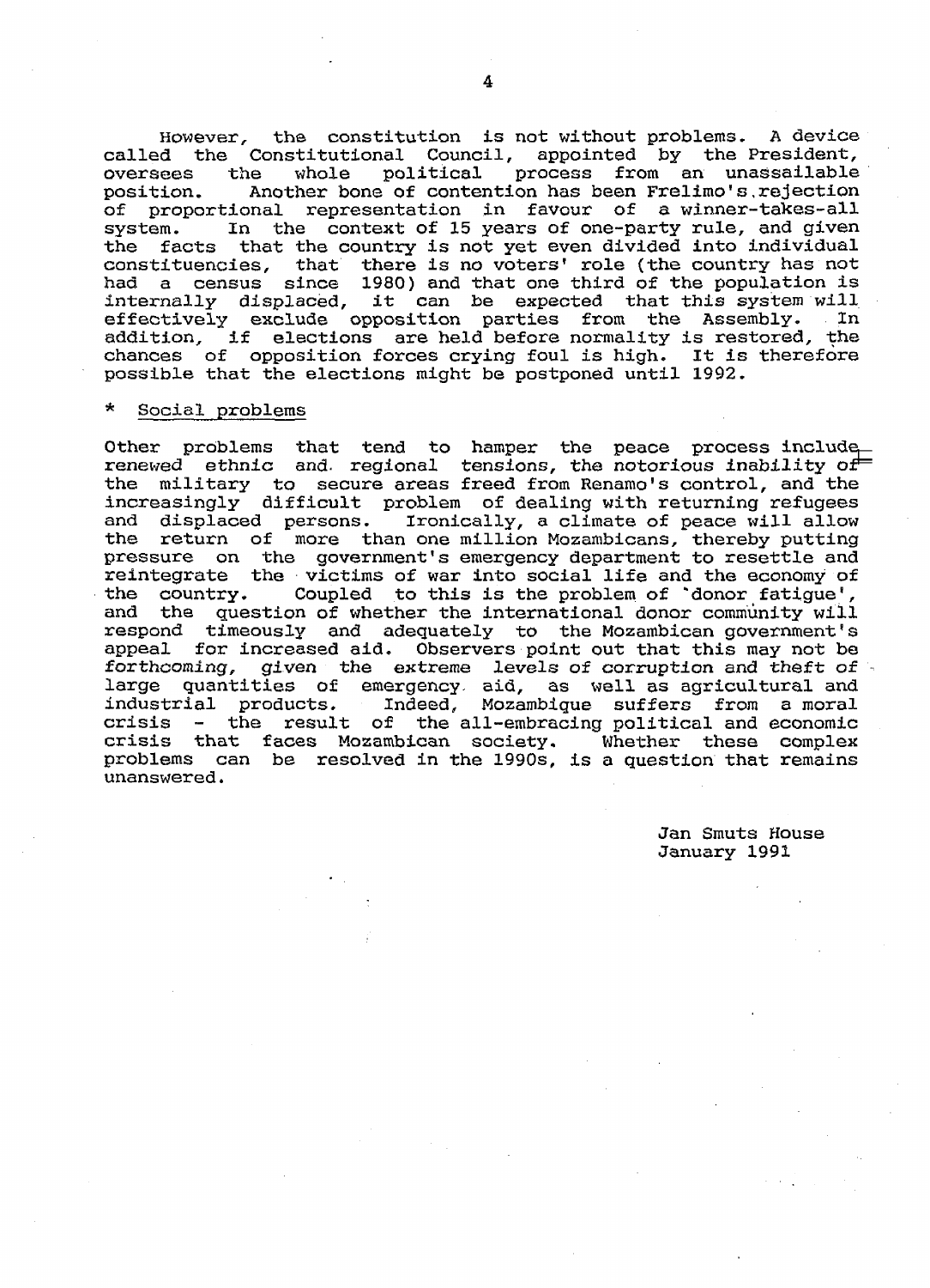However, the constitution is not without problems. A device called the Constitutional Council, appointed by the President, oversees the whole political process from an unassailable position. Another bone of contention has been Frelimo's rejection of proportional representation in favour of a winner-takes-all system. In the context of 15 years of one-party rule, and given the facts that the country is not yet even divided into individual constituencies, that there is no voters' role (the country has not had a census since 1980) and that one third of the population is internally displaced, it can be expected that this system will effectively exclude opposition parties from the Assembly. In addition, if elections are held before normality is restored, the chances of opposition forces crying foul is high. It is therefore possible that the elections might be postponed until 1992.

\* Social problems

Other problems that tend to hamper the peace process include renewed ethnic and regional tensions, the notorious inability of the military to secure areas freed from Renamo's control, and the increasingly difficult problem of dealing with returning refugees and displaced persons. Ironically, a climate of peace will allow the return of more than one million Mozambicans, thereby putting pressure on the government's emergency department to resettle and reintegrate the victims of war into social life and the economy of the country. Coupled to this is the problem of 'donor fatigue', and the question of whether the international donor community will respond timeously and adequately to the Mozambican government's appeal for increased aid. Observers point out that this may not be *forthcoming*, given the extreme levels of corruption and theft of large quantities of emergency aid, as well as agricultural and industrial products. Indeed, Mozambique suffers from a moral crisis - the result of the all-embracing political and economic crisis that faces Mozambican society. Whether these complex problems can be resolved in the 1990s, is a question that remains unanswered.

Jan Smuts House
January 1991